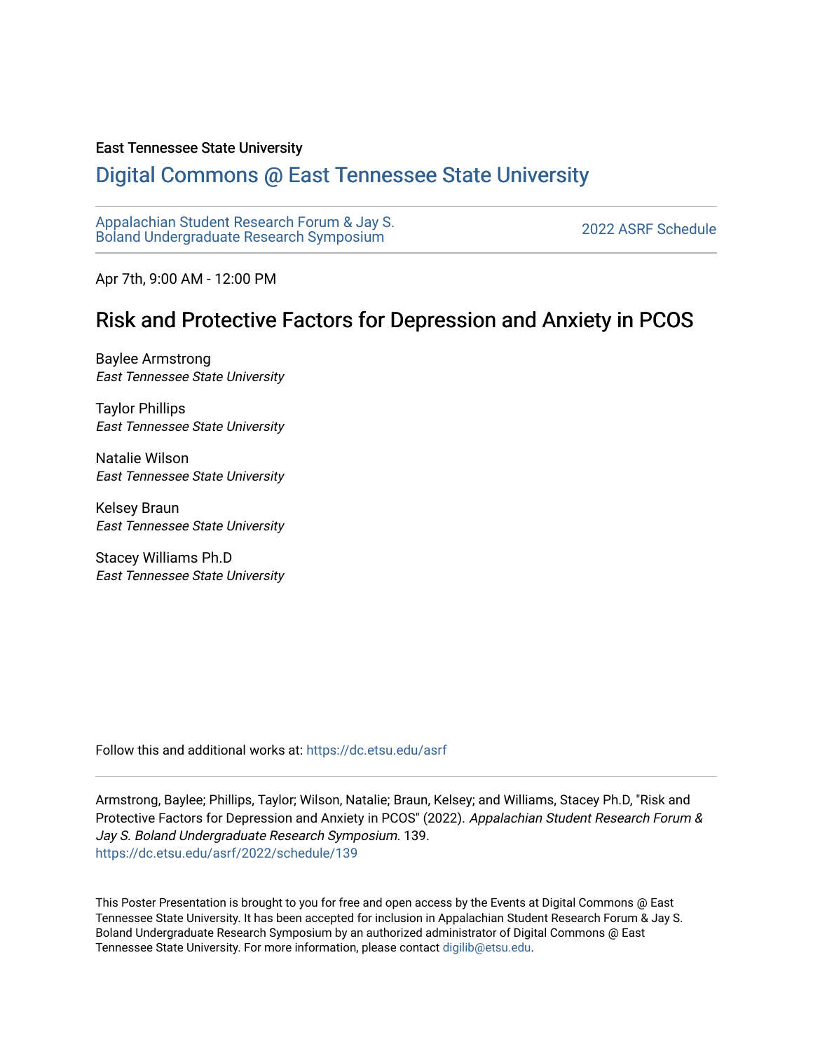East Tennessee State University

# Digital Commons @ East Tennessee State University

Appalachian Student Research Forum & Jay S. Boland Undergraduate Research Symposium

2022 ASRF Schedule

Apr 7th, 9:00 AM - 12:00 PM

## Risk and Protective Factors for Depression and Anxiety in PCOS

Baylee Armstrong
*East Tennessee State University*

Taylor Phillips
*East Tennessee State University*

Natalie Wilson
*East Tennessee State University*

Kelsey Braun
*East Tennessee State University*

Stacey Williams Ph.D
*East Tennessee State University*

Follow this and additional works at: https://dc.etsu.edu/asrf

Armstrong, Baylee; Phillips, Taylor; Wilson, Natalie; Braun, Kelsey; and Williams, Stacey Ph.D, "Risk and Protective Factors for Depression and Anxiety in PCOS" (2022). *Appalachian Student Research Forum & Jay S. Boland Undergraduate Research Symposium*. 139.
https://dc.etsu.edu/asrf/2022/schedule/139

This Poster Presentation is brought to you for free and open access by the Events at Digital Commons @ East Tennessee State University. It has been accepted for inclusion in Appalachian Student Research Forum & Jay S. Boland Undergraduate Research Symposium by an authorized administrator of Digital Commons @ East Tennessee State University. For more information, please contact digilib@etsu.edu.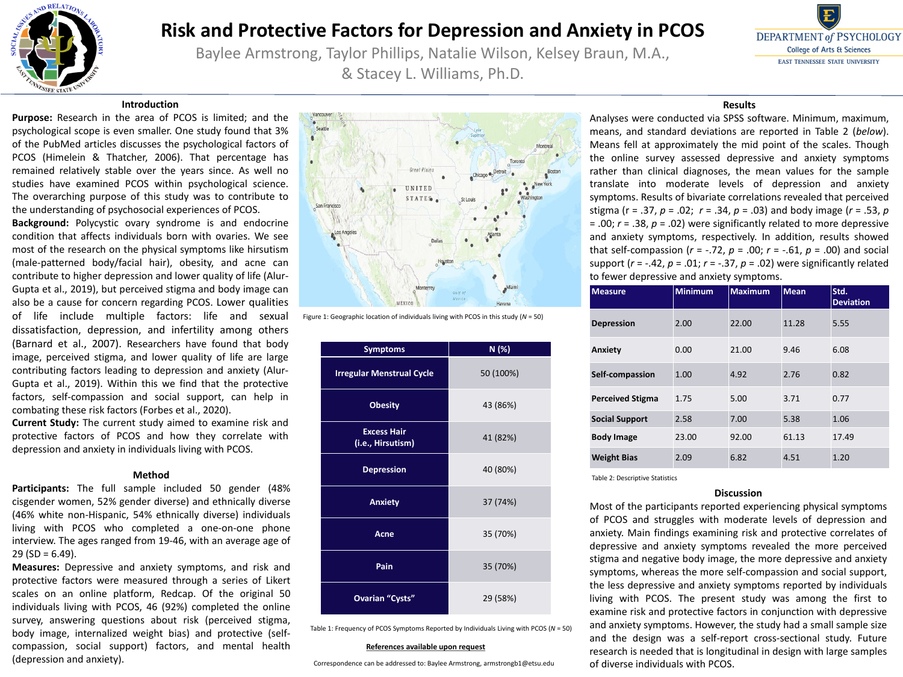# Risk and Protective Factors for Depression and Anxiety in PCOS

Baylee Armstrong, Taylor Phillips, Natalie Wilson, Kelsey Braun, M.A., & Stacey L. Williams, Ph.D.

## Introduction

**Purpose:** Research in the area of PCOS is limited; and the psychological scope is even smaller. One study found that 3% of the PubMed articles discusses the psychological factors of PCOS (Himelein & Thatcher, 2006). That percentage has remained relatively stable over the years since. As well no studies have examined PCOS within psychological science. The overarching purpose of this study was to contribute to the understanding of psychosocial experiences of PCOS.

**Background:** Polycystic ovary syndrome is and endocrine condition that affects individuals born with ovaries. We see most of the research on the physical symptoms like hirsutism (male-patterned body/facial hair), obesity, and acne can contribute to higher depression and lower quality of life (Alur-Gupta et al., 2019), but perceived stigma and body image can also be a cause for concern regarding PCOS. Lower qualities of life include multiple factors: life and sexual dissatisfaction, depression, and infertility among others (Barnard et al., 2007). Researchers have found that body image, perceived stigma, and lower quality of life are large contributing factors leading to depression and anxiety (Alur-Gupta et al., 2019). Within this we find that the protective factors, self-compassion and social support, can help in combating these risk factors (Forbes et al., 2020).

**Current Study:** The current study aimed to examine risk and protective factors of PCOS and how they correlate with depression and anxiety in individuals living with PCOS.

## Method

**Participants:** The full sample included 50 gender (48% cisgender women, 52% gender diverse) and ethnically diverse (46% white non-Hispanic, 54% ethnically diverse) individuals living with PCOS who completed a one-on-one phone interview. The ages ranged from 19-46, with an average age of 29 (SD = 6.49).

**Measures:** Depressive and anxiety symptoms, and risk and protective factors were measured through a series of Likert scales on an online platform, Redcap. Of the original 50 individuals living with PCOS, 46 (92%) completed the online survey, answering questions about risk (perceived stigma, body image, internalized weight bias) and protective (self-compassion, social support) factors, and mental health (depression and anxiety).

Figure 1: Geographic location of individuals living with PCOS in this study (*N* = 50)

| Symptoms | N (%) |
|---|---|
| Irregular Menstrual Cycle | 50 (100%) |
| Obesity | 43 (86%) |
| Excess Hair (i.e., Hirsutism) | 41 (82%) |
| Depression | 40 (80%) |
| Anxiety | 37 (74%) |
| Acne | 35 (70%) |
| Pain | 35 (70%) |
| Ovarian "Cysts" | 29 (58%) |

Table 1: Frequency of PCOS Symptoms Reported by Individuals Living with PCOS (*N* = 50)

**References available upon request**

Correspondence can be addressed to: Baylee Armstrong, armstrongb1@etsu.edu

## Results

Analyses were conducted via SPSS software. Minimum, maximum, means, and standard deviations are reported in Table 2 (*below*). Means fell at approximately the mid point of the scales. Though the online survey assessed depressive and anxiety symptoms rather than clinical diagnoses, the mean values for the sample translate into moderate levels of depression and anxiety symptoms. Results of bivariate correlations revealed that perceived stigma (r = .37, *p* = .02; *r* = .34, *p* = .03) and body image (*r* = .53, *p* = .00; *r* = .38, *p* = .02) were significantly related to more depressive and anxiety symptoms, respectively. In addition, results showed that self-compassion (*r* = -.72, *p* = .00; *r* = -.61, *p* = .00) and social support (*r* = -.42, *p* = .01; *r* = -.37, *p* = .02) were significantly related to fewer depressive and anxiety symptoms.

| Measure | Minimum | Maximum | Mean | Std. Deviation |
|---|---|---|---|---|
| Depression | 2.00 | 22.00 | 11.28 | 5.55 |
| Anxiety | 0.00 | 21.00 | 9.46 | 6.08 |
| Self-compassion | 1.00 | 4.92 | 2.76 | 0.82 |
| Perceived Stigma | 1.75 | 5.00 | 3.71 | 0.77 |
| Social Support | 2.58 | 7.00 | 5.38 | 1.06 |
| Body Image | 23.00 | 92.00 | 61.13 | 17.49 |
| Weight Bias | 2.09 | 6.82 | 4.51 | 1.20 |

Table 2: Descriptive Statistics

## Discussion

Most of the participants reported experiencing physical symptoms of PCOS and struggles with moderate levels of depression and anxiety. Main findings examining risk and protective correlates of depressive and anxiety symptoms revealed the more perceived stigma and negative body image, the more depressive and anxiety symptoms, whereas the more self-compassion and social support, the less depressive and anxiety symptoms reported by individuals living with PCOS. The present study was among the first to examine risk and protective factors in conjunction with depressive and anxiety symptoms. However, the study had a small sample size and the design was a self-report cross-sectional study. Future research is needed that is longitudinal in design with large samples of diverse individuals with PCOS.